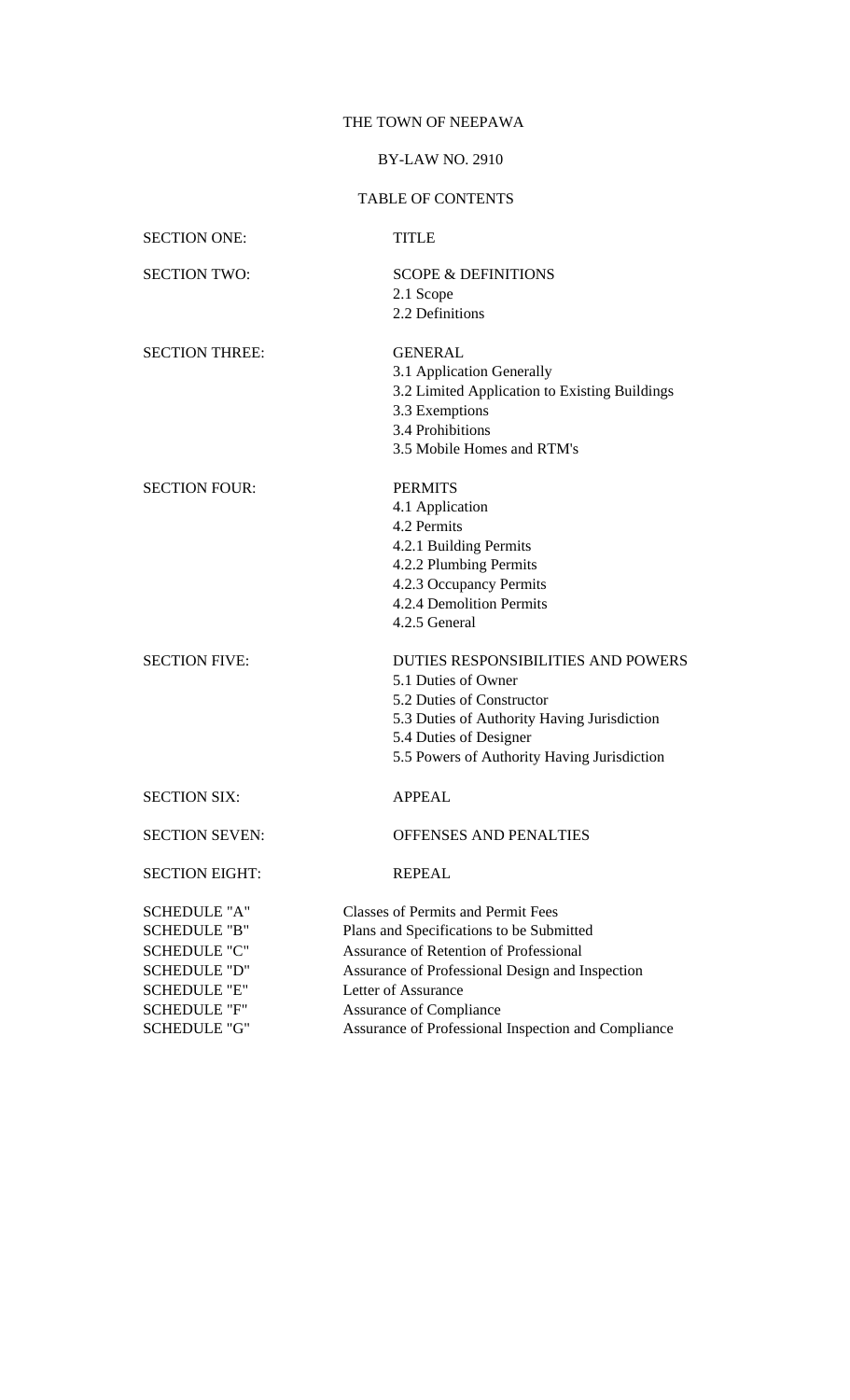# THE TOWN OF NEEPAWA

## BY-LAW NO. 2910

### TABLE OF CONTENTS

| | |
|---|---|
| SECTION ONE: | TITLE |
| SECTION TWO: | SCOPE & DEFINITIONS<br>2.1 Scope<br>2.2 Definitions |
| SECTION THREE: | GENERAL<br>3.1 Application Generally<br>3.2 Limited Application to Existing Buildings<br>3.3 Exemptions<br>3.4 Prohibitions<br>3.5 Mobile Homes and RTM's |
| SECTION FOUR: | PERMITS<br>4.1 Application<br>4.2 Permits<br>4.2.1 Building Permits<br>4.2.2 Plumbing Permits<br>4.2.3 Occupancy Permits<br>4.2.4 Demolition Permits<br>4.2.5 General |
| SECTION FIVE: | DUTIES RESPONSIBILITIES AND POWERS<br>5.1 Duties of Owner<br>5.2 Duties of Constructor<br>5.3 Duties of Authority Having Jurisdiction<br>5.4 Duties of Designer<br>5.5 Powers of Authority Having Jurisdiction |
| SECTION SIX: | APPEAL |
| SECTION SEVEN: | OFFENSES AND PENALTIES |
| SECTION EIGHT: | REPEAL |
| SCHEDULE "A" | Classes of Permits and Permit Fees |
| SCHEDULE "B" | Plans and Specifications to be Submitted |
| SCHEDULE "C" | Assurance of Retention of Professional |
| SCHEDULE "D" | Assurance of Professional Design and Inspection |
| SCHEDULE "E" | Letter of Assurance |
| SCHEDULE "F" | Assurance of Compliance |
| SCHEDULE "G" | Assurance of Professional Inspection and Compliance |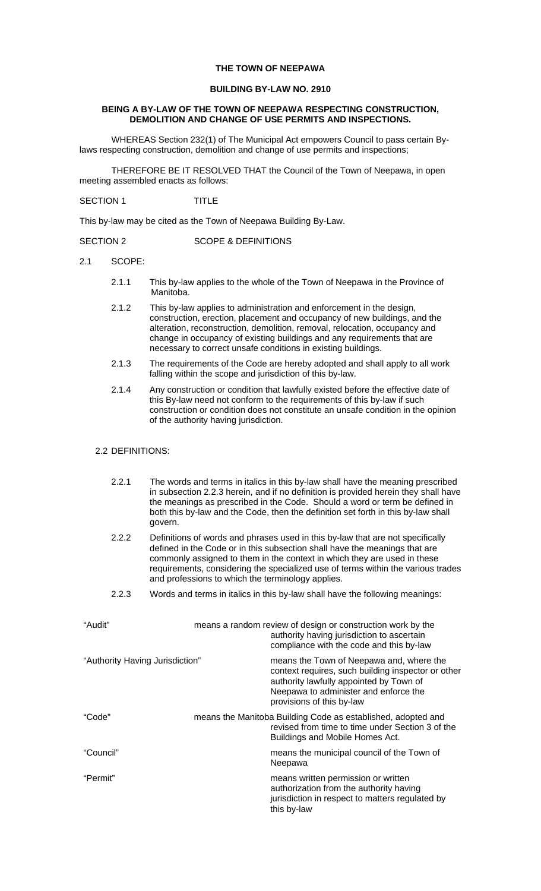**THE TOWN OF NEEPAWA**

**BUILDING BY-LAW NO. 2910**

**BEING A BY-LAW OF THE TOWN OF NEEPAWA RESPECTING CONSTRUCTION, DEMOLITION AND CHANGE OF USE PERMITS AND INSPECTIONS.**

WHEREAS Section 232(1) of The Municipal Act empowers Council to pass certain By-laws respecting construction, demolition and change of use permits and inspections;

THEREFORE BE IT RESOLVED THAT the Council of the Town of Neepawa, in open meeting assembled enacts as follows:

SECTION 1 TITLE

This by-law may be cited as the Town of Neepawa Building By-Law.

SECTION 2 SCOPE & DEFINITIONS

2.1 SCOPE:

2.1.1 This by-law applies to the whole of the Town of Neepawa in the Province of Manitoba.

2.1.2 This by-law applies to administration and enforcement in the design, construction, erection, placement and occupancy of new buildings, and the alteration, reconstruction, demolition, removal, relocation, occupancy and change in occupancy of existing buildings and any requirements that are necessary to correct unsafe conditions in existing buildings.

2.1.3 The requirements of the Code are hereby adopted and shall apply to all work falling within the scope and jurisdiction of this by-law.

2.1.4 Any construction or condition that lawfully existed before the effective date of this By-law need not conform to the requirements of this by-law if such construction or condition does not constitute an unsafe condition in the opinion of the authority having jurisdiction.

2.2 DEFINITIONS:

2.2.1 The words and terms in italics in this by-law shall have the meaning prescribed in subsection 2.2.3 herein, and if no definition is provided herein they shall have the meanings as prescribed in the Code. Should a word or term be defined in both this by-law and the Code, then the definition set forth in this by-law shall govern.

2.2.2 Definitions of words and phrases used in this by-law that are not specifically defined in the Code or in this subsection shall have the meanings that are commonly assigned to them in the context in which they are used in these requirements, considering the specialized use of terms within the various trades and professions to which the terminology applies.

2.2.3 Words and terms in italics in this by-law shall have the following meanings:

"Audit" means a random review of design or construction work by the authority having jurisdiction to ascertain compliance with the code and this by-law

"Authority Having Jurisdiction" means the Town of Neepawa and, where the context requires, such building inspector or other authority lawfully appointed by Town of Neepawa to administer and enforce the provisions of this by-law

"Code" means the Manitoba Building Code as established, adopted and revised from time to time under Section 3 of the Buildings and Mobile Homes Act.

"Council" means the municipal council of the Town of Neepawa

"Permit" means written permission or written authorization from the authority having jurisdiction in respect to matters regulated by this by-law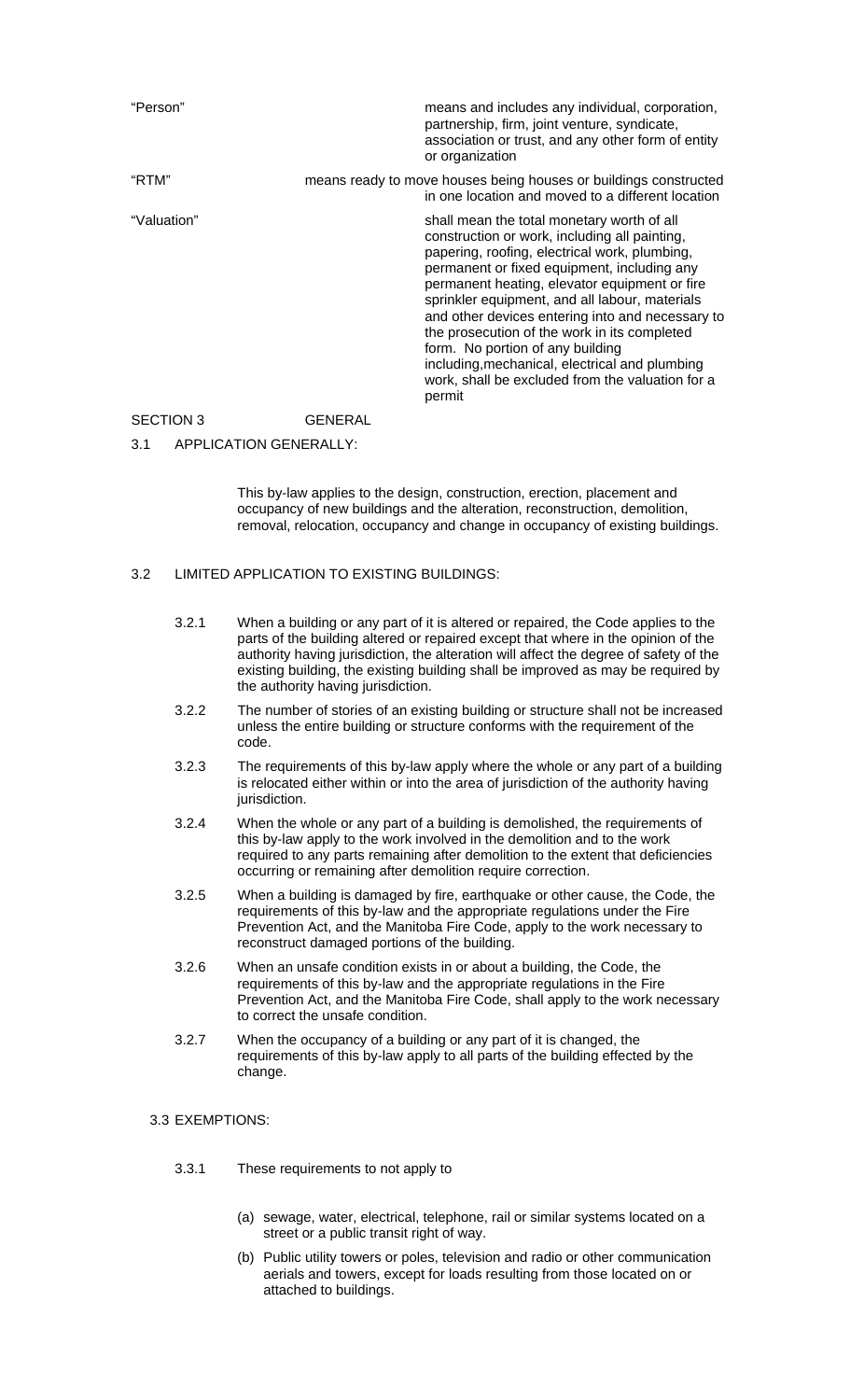| | |
|---|---|
| "Person" | means and includes any individual, corporation, partnership, firm, joint venture, syndicate, association or trust, and any other form of entity or organization |
| "RTM" | means ready to move houses being houses or buildings constructed in one location and moved to a different location |
| "Valuation" | shall mean the total monetary worth of all construction or work, including all painting, papering, roofing, electrical work, plumbing, permanent or fixed equipment, including any permanent heating, elevator equipment or fire sprinkler equipment, and all labour, materials and other devices entering into and necessary to the prosecution of the work in its completed form. No portion of any building including,mechanical, electrical and plumbing work, shall be excluded from the valuation for a permit |

## SECTION 3 GENERAL

### 3.1 APPLICATION GENERALLY:

This by-law applies to the design, construction, erection, placement and occupancy of new buildings and the alteration, reconstruction, demolition, removal, relocation, occupancy and change in occupancy of existing buildings.

### 3.2 LIMITED APPLICATION TO EXISTING BUILDINGS:

3.2.1 When a building or any part of it is altered or repaired, the Code applies to the parts of the building altered or repaired except that where in the opinion of the authority having jurisdiction, the alteration will affect the degree of safety of the existing building, the existing building shall be improved as may be required by the authority having jurisdiction.

3.2.2 The number of stories of an existing building or structure shall not be increased unless the entire building or structure conforms with the requirement of the code.

3.2.3 The requirements of this by-law apply where the whole or any part of a building is relocated either within or into the area of jurisdiction of the authority having jurisdiction.

3.2.4 When the whole or any part of a building is demolished, the requirements of this by-law apply to the work involved in the demolition and to the work required to any parts remaining after demolition to the extent that deficiencies occurring or remaining after demolition require correction.

3.2.5 When a building is damaged by fire, earthquake or other cause, the Code, the requirements of this by-law and the appropriate regulations under the Fire Prevention Act, and the Manitoba Fire Code, apply to the work necessary to reconstruct damaged portions of the building.

3.2.6 When an unsafe condition exists in or about a building, the Code, the requirements of this by-law and the appropriate regulations in the Fire Prevention Act, and the Manitoba Fire Code, shall apply to the work necessary to correct the unsafe condition.

3.2.7 When the occupancy of a building or any part of it is changed, the requirements of this by-law apply to all parts of the building effected by the change.

### 3.3 EXEMPTIONS:

3.3.1 These requirements to not apply to

(a) sewage, water, electrical, telephone, rail or similar systems located on a street or a public transit right of way.

(b) Public utility towers or poles, television and radio or other communication aerials and towers, except for loads resulting from those located on or attached to buildings.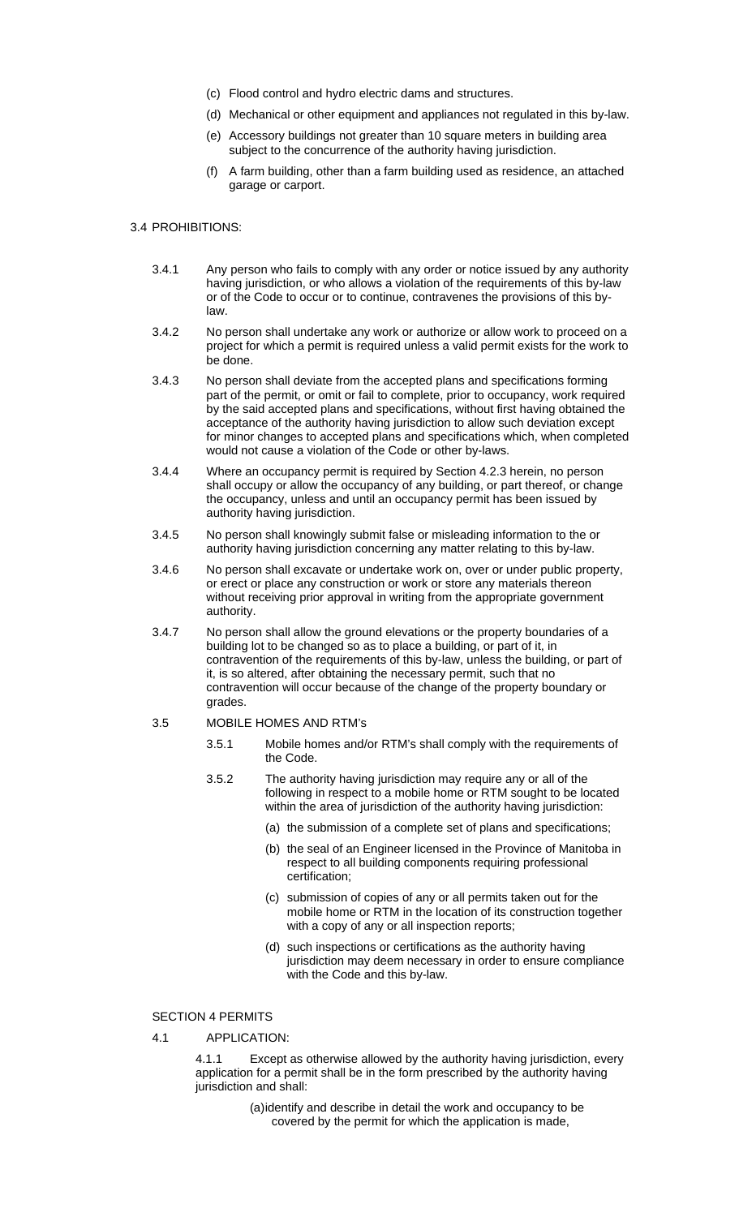(c) Flood control and hydro electric dams and structures.

(d) Mechanical or other equipment and appliances not regulated in this by-law.

(e) Accessory buildings not greater than 10 square meters in building area subject to the concurrence of the authority having jurisdiction.

(f) A farm building, other than a farm building used as residence, an attached garage or carport.

3.4 PROHIBITIONS:

3.4.1 Any person who fails to comply with any order or notice issued by any authority having jurisdiction, or who allows a violation of the requirements of this by-law or of the Code to occur or to continue, contravenes the provisions of this by-law.

3.4.2 No person shall undertake any work or authorize or allow work to proceed on a project for which a permit is required unless a valid permit exists for the work to be done.

3.4.3 No person shall deviate from the accepted plans and specifications forming part of the permit, or omit or fail to complete, prior to occupancy, work required by the said accepted plans and specifications, without first having obtained the acceptance of the authority having jurisdiction to allow such deviation except for minor changes to accepted plans and specifications which, when completed would not cause a violation of the Code or other by-laws.

3.4.4 Where an occupancy permit is required by Section 4.2.3 herein, no person shall occupy or allow the occupancy of any building, or part thereof, or change the occupancy, unless and until an occupancy permit has been issued by authority having jurisdiction.

3.4.5 No person shall knowingly submit false or misleading information to the or authority having jurisdiction concerning any matter relating to this by-law.

3.4.6 No person shall excavate or undertake work on, over or under public property, or erect or place any construction or work or store any materials thereon without receiving prior approval in writing from the appropriate government authority.

3.4.7 No person shall allow the ground elevations or the property boundaries of a building lot to be changed so as to place a building, or part of it, in contravention of the requirements of this by-law, unless the building, or part of it, is so altered, after obtaining the necessary permit, such that no contravention will occur because of the change of the property boundary or grades.

3.5 MOBILE HOMES AND RTM's

3.5.1 Mobile homes and/or RTM's shall comply with the requirements of the Code.

3.5.2 The authority having jurisdiction may require any or all of the following in respect to a mobile home or RTM sought to be located within the area of jurisdiction of the authority having jurisdiction:

(a) the submission of a complete set of plans and specifications;

(b) the seal of an Engineer licensed in the Province of Manitoba in respect to all building components requiring professional certification;

(c) submission of copies of any or all permits taken out for the mobile home or RTM in the location of its construction together with a copy of any or all inspection reports;

(d) such inspections or certifications as the authority having jurisdiction may deem necessary in order to ensure compliance with the Code and this by-law.

SECTION 4 PERMITS

4.1 APPLICATION:

4.1.1 Except as otherwise allowed by the authority having jurisdiction, every application for a permit shall be in the form prescribed by the authority having jurisdiction and shall:

(a) identify and describe in detail the work and occupancy to be covered by the permit for which the application is made,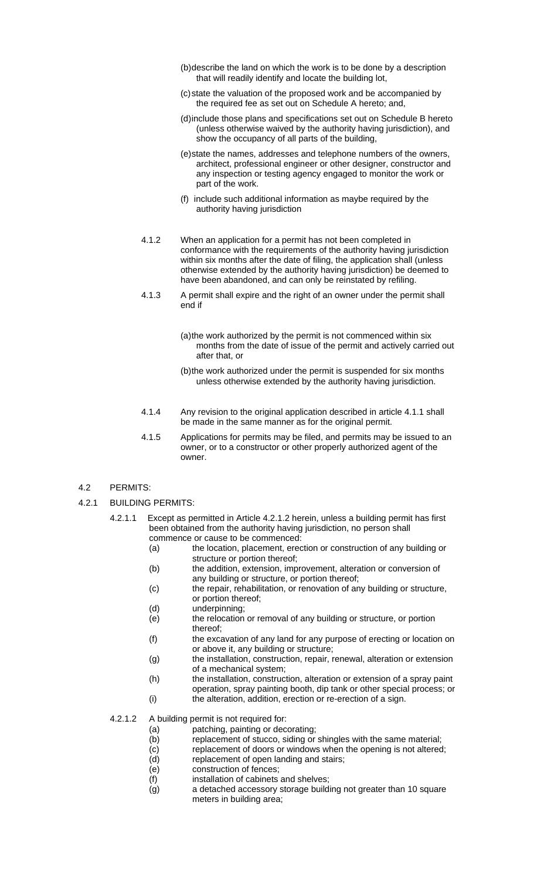(b) describe the land on which the work is to be done by a description that will readily identify and locate the building lot,

(c) state the valuation of the proposed work and be accompanied by the required fee as set out on Schedule A hereto; and,

(d) include those plans and specifications set out on Schedule B hereto (unless otherwise waived by the authority having jurisdiction), and show the occupancy of all parts of the building,

(e) state the names, addresses and telephone numbers of the owners, architect, professional engineer or other designer, constructor and any inspection or testing agency engaged to monitor the work or part of the work.

(f) include such additional information as maybe required by the authority having jurisdiction

4.1.2 When an application for a permit has not been completed in conformance with the requirements of the authority having jurisdiction within six months after the date of filing, the application shall (unless otherwise extended by the authority having jurisdiction) be deemed to have been abandoned, and can only be reinstated by refiling.

4.1.3 A permit shall expire and the right of an owner under the permit shall end if

(a) the work authorized by the permit is not commenced within six months from the date of issue of the permit and actively carried out after that, or

(b) the work authorized under the permit is suspended for six months unless otherwise extended by the authority having jurisdiction.

4.1.4 Any revision to the original application described in article 4.1.1 shall be made in the same manner as for the original permit.

4.1.5 Applications for permits may be filed, and permits may be issued to an owner, or to a constructor or other properly authorized agent of the owner.

## 4.2 PERMITS:

### 4.2.1 BUILDING PERMITS:

4.2.1.1 Except as permitted in Article 4.2.1.2 herein, unless a building permit has first been obtained from the authority having jurisdiction, no person shall commence or cause to be commenced:

- (a) the location, placement, erection or construction of any building or structure or portion thereof;
- (b) the addition, extension, improvement, alteration or conversion of any building or structure, or portion thereof;
- (c) the repair, rehabilitation, or renovation of any building or structure, or portion thereof;
- (d) underpinning;
- (e) the relocation or removal of any building or structure, or portion thereof;
- (f) the excavation of any land for any purpose of erecting or location on or above it, any building or structure;
- (g) the installation, construction, repair, renewal, alteration or extension of a mechanical system;
- (h) the installation, construction, alteration or extension of a spray paint operation, spray painting booth, dip tank or other special process; or
- (i) the alteration, addition, erection or re-erection of a sign.

4.2.1.2 A building permit is not required for:

- (a) patching, painting or decorating;
- (b) replacement of stucco, siding or shingles with the same material;
- (c) replacement of doors or windows when the opening is not altered;
- (d) replacement of open landing and stairs;
- (e) construction of fences;
- (f) installation of cabinets and shelves;
- (g) a detached accessory storage building not greater than 10 square meters in building area;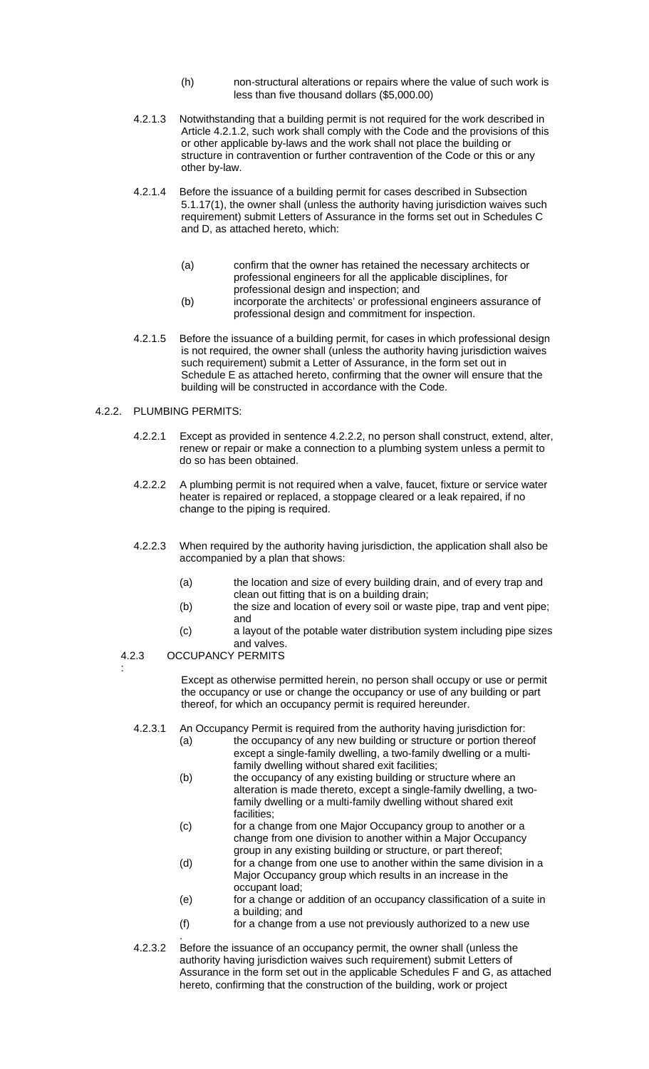(h) non-structural alterations or repairs where the value of such work is less than five thousand dollars ($5,000.00)

4.2.1.3 Notwithstanding that a building permit is not required for the work described in Article 4.2.1.2, such work shall comply with the Code and the provisions of this or other applicable by-laws and the work shall not place the building or structure in contravention or further contravention of the Code or this or any other by-law.

4.2.1.4 Before the issuance of a building permit for cases described in Subsection 5.1.17(1), the owner shall (unless the authority having jurisdiction waives such requirement) submit Letters of Assurance in the forms set out in Schedules C and D, as attached hereto, which:

(a) confirm that the owner has retained the necessary architects or professional engineers for all the applicable disciplines, for professional design and inspection; and

(b) incorporate the architects' or professional engineers assurance of professional design and commitment for inspection.

4.2.1.5 Before the issuance of a building permit, for cases in which professional design is not required, the owner shall (unless the authority having jurisdiction waives such requirement) submit a Letter of Assurance, in the form set out in Schedule E as attached hereto, confirming that the owner will ensure that the building will be constructed in accordance with the Code.

## 4.2.2. PLUMBING PERMITS:

4.2.2.1 Except as provided in sentence 4.2.2.2, no person shall construct, extend, alter, renew or repair or make a connection to a plumbing system unless a permit to do so has been obtained.

4.2.2.2 A plumbing permit is not required when a valve, faucet, fixture or service water heater is repaired or replaced, a stoppage cleared or a leak repaired, if no change to the piping is required.

4.2.2.3 When required by the authority having jurisdiction, the application shall also be accompanied by a plan that shows:

(a) the location and size of every building drain, and of every trap and clean out fitting that is on a building drain;

(b) the size and location of every soil or waste pipe, trap and vent pipe; and

(c) a layout of the potable water distribution system including pipe sizes and valves.

## 4.2.3 OCCUPANCY PERMITS:

Except as otherwise permitted herein, no person shall occupy or use or permit the occupancy or use or change the occupancy or use of any building or part thereof, for which an occupancy permit is required hereunder.

4.2.3.1 An Occupancy Permit is required from the authority having jurisdiction for:

(a) the occupancy of any new building or structure or portion thereof except a single-family dwelling, a two-family dwelling or a multi-family dwelling without shared exit facilities;

(b) the occupancy of any existing building or structure where an alteration is made thereto, except a single-family dwelling, a two-family dwelling or a multi-family dwelling without shared exit facilities;

(c) for a change from one Major Occupancy group to another or a change from one division to another within a Major Occupancy group in any existing building or structure, or part thereof;

(d) for a change from one use to another within the same division in a Major Occupancy group which results in an increase in the occupant load;

(e) for a change or addition of an occupancy classification of a suite in a building; and

(f) for a change from a use not previously authorized to a new use.

4.2.3.2 Before the issuance of an occupancy permit, the owner shall (unless the authority having jurisdiction waives such requirement) submit Letters of Assurance in the form set out in the applicable Schedules F and G, as attached hereto, confirming that the construction of the building, work or project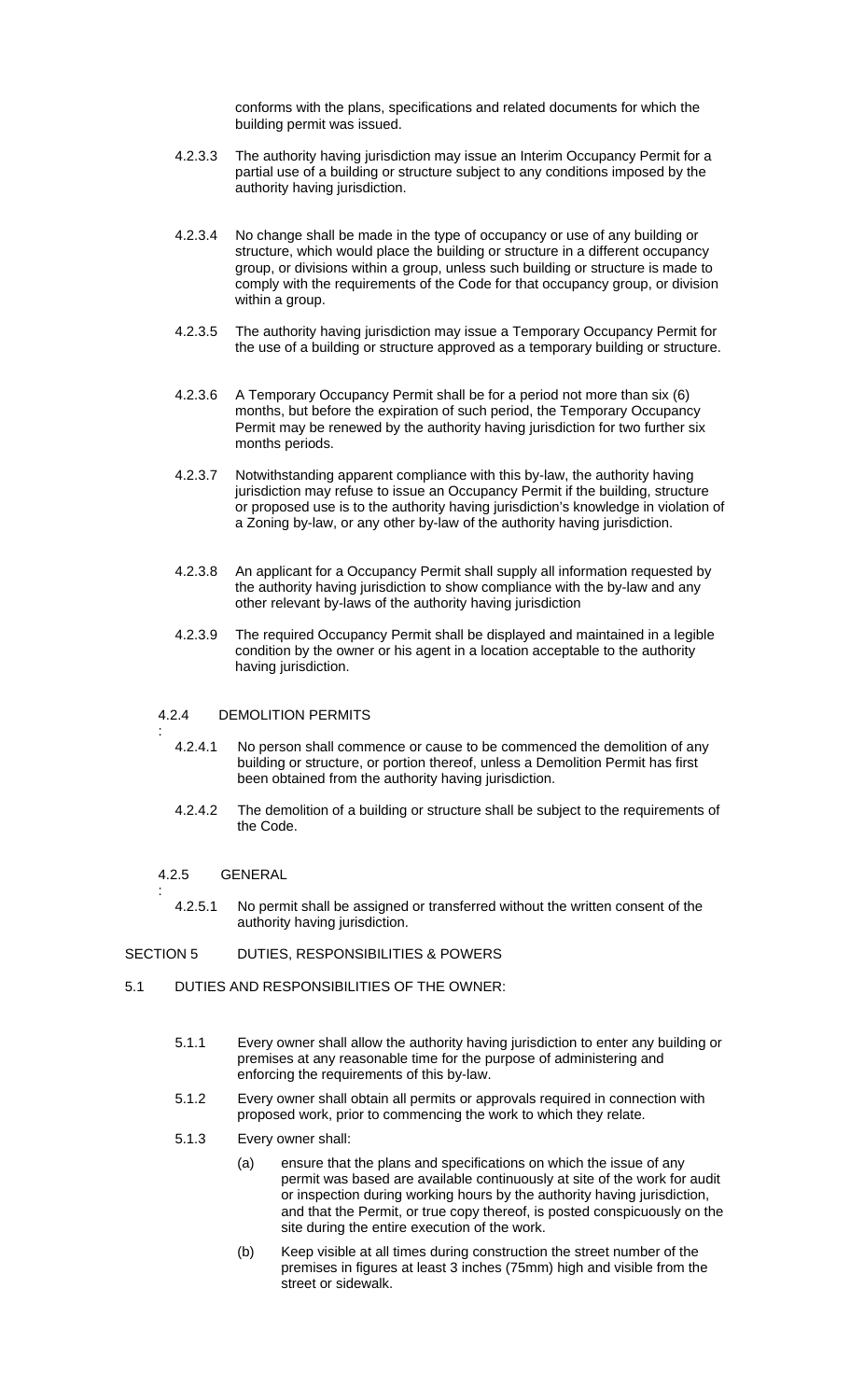conforms with the plans, specifications and related documents for which the building permit was issued.

4.2.3.3 The authority having jurisdiction may issue an Interim Occupancy Permit for a partial use of a building or structure subject to any conditions imposed by the authority having jurisdiction.

4.2.3.4 No change shall be made in the type of occupancy or use of any building or structure, which would place the building or structure in a different occupancy group, or divisions within a group, unless such building or structure is made to comply with the requirements of the Code for that occupancy group, or division within a group.

4.2.3.5 The authority having jurisdiction may issue a Temporary Occupancy Permit for the use of a building or structure approved as a temporary building or structure.

4.2.3.6 A Temporary Occupancy Permit shall be for a period not more than six (6) months, but before the expiration of such period, the Temporary Occupancy Permit may be renewed by the authority having jurisdiction for two further six months periods.

4.2.3.7 Notwithstanding apparent compliance with this by-law, the authority having jurisdiction may refuse to issue an Occupancy Permit if the building, structure or proposed use is to the authority having jurisdiction's knowledge in violation of a Zoning by-law, or any other by-law of the authority having jurisdiction.

4.2.3.8 An applicant for a Occupancy Permit shall supply all information requested by the authority having jurisdiction to show compliance with the by-law and any other relevant by-laws of the authority having jurisdiction

4.2.3.9 The required Occupancy Permit shall be displayed and maintained in a legible condition by the owner or his agent in a location acceptable to the authority having jurisdiction.

### 4.2.4 DEMOLITION PERMITS

4.2.4.1 No person shall commence or cause to be commenced the demolition of any building or structure, or portion thereof, unless a Demolition Permit has first been obtained from the authority having jurisdiction.

4.2.4.2 The demolition of a building or structure shall be subject to the requirements of the Code.

### 4.2.5 GENERAL

4.2.5.1 No permit shall be assigned or transferred without the written consent of the authority having jurisdiction.

# SECTION 5 DUTIES, RESPONSIBILITIES & POWERS

## 5.1 DUTIES AND RESPONSIBILITIES OF THE OWNER:

5.1.1 Every owner shall allow the authority having jurisdiction to enter any building or premises at any reasonable time for the purpose of administering and enforcing the requirements of this by-law.

5.1.2 Every owner shall obtain all permits or approvals required in connection with proposed work, prior to commencing the work to which they relate.

5.1.3 Every owner shall:

(a) ensure that the plans and specifications on which the issue of any permit was based are available continuously at site of the work for audit or inspection during working hours by the authority having jurisdiction, and that the Permit, or true copy thereof, is posted conspicuously on the site during the entire execution of the work.

(b) Keep visible at all times during construction the street number of the premises in figures at least 3 inches (75mm) high and visible from the street or sidewalk.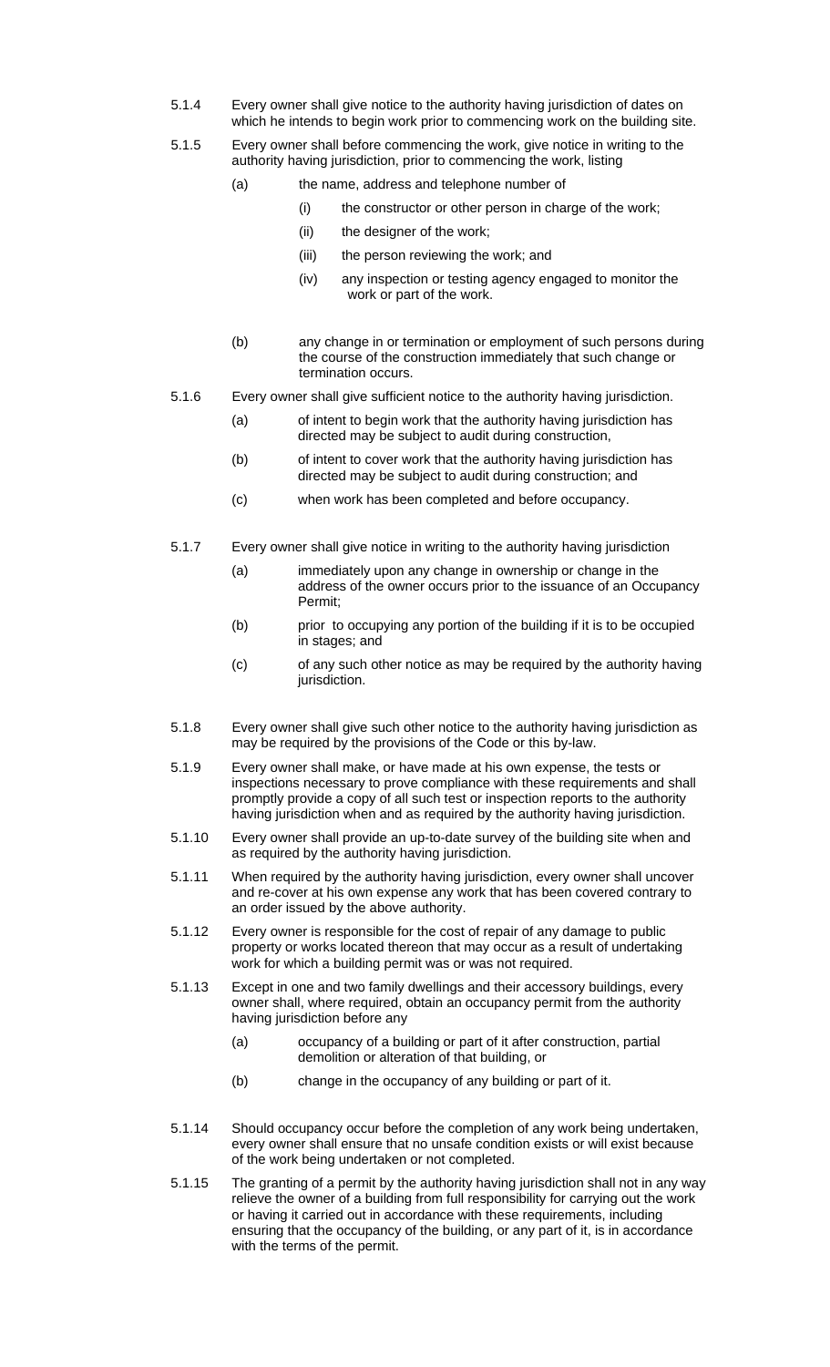5.1.4 Every owner shall give notice to the authority having jurisdiction of dates on which he intends to begin work prior to commencing work on the building site.

5.1.5 Every owner shall before commencing the work, give notice in writing to the authority having jurisdiction, prior to commencing the work, listing

- (a) the name, address and telephone number of
  - (i) the constructor or other person in charge of the work;
  - (ii) the designer of the work;
  - (iii) the person reviewing the work; and
  - (iv) any inspection or testing agency engaged to monitor the work or part of the work.
- (b) any change in or termination or employment of such persons during the course of the construction immediately that such change or termination occurs.

5.1.6 Every owner shall give sufficient notice to the authority having jurisdiction.

- (a) of intent to begin work that the authority having jurisdiction has directed may be subject to audit during construction,
- (b) of intent to cover work that the authority having jurisdiction has directed may be subject to audit during construction; and
- (c) when work has been completed and before occupancy.

5.1.7 Every owner shall give notice in writing to the authority having jurisdiction

- (a) immediately upon any change in ownership or change in the address of the owner occurs prior to the issuance of an Occupancy Permit;
- (b) prior to occupying any portion of the building if it is to be occupied in stages; and
- (c) of any such other notice as may be required by the authority having jurisdiction.

5.1.8 Every owner shall give such other notice to the authority having jurisdiction as may be required by the provisions of the Code or this by-law.

5.1.9 Every owner shall make, or have made at his own expense, the tests or inspections necessary to prove compliance with these requirements and shall promptly provide a copy of all such test or inspection reports to the authority having jurisdiction when and as required by the authority having jurisdiction.

5.1.10 Every owner shall provide an up-to-date survey of the building site when and as required by the authority having jurisdiction.

5.1.11 When required by the authority having jurisdiction, every owner shall uncover and re-cover at his own expense any work that has been covered contrary to an order issued by the above authority.

5.1.12 Every owner is responsible for the cost of repair of any damage to public property or works located thereon that may occur as a result of undertaking work for which a building permit was or was not required.

5.1.13 Except in one and two family dwellings and their accessory buildings, every owner shall, where required, obtain an occupancy permit from the authority having jurisdiction before any

- (a) occupancy of a building or part of it after construction, partial demolition or alteration of that building, or
- (b) change in the occupancy of any building or part of it.

5.1.14 Should occupancy occur before the completion of any work being undertaken, every owner shall ensure that no unsafe condition exists or will exist because of the work being undertaken or not completed.

5.1.15 The granting of a permit by the authority having jurisdiction shall not in any way relieve the owner of a building from full responsibility for carrying out the work or having it carried out in accordance with these requirements, including ensuring that the occupancy of the building, or any part of it, is in accordance with the terms of the permit.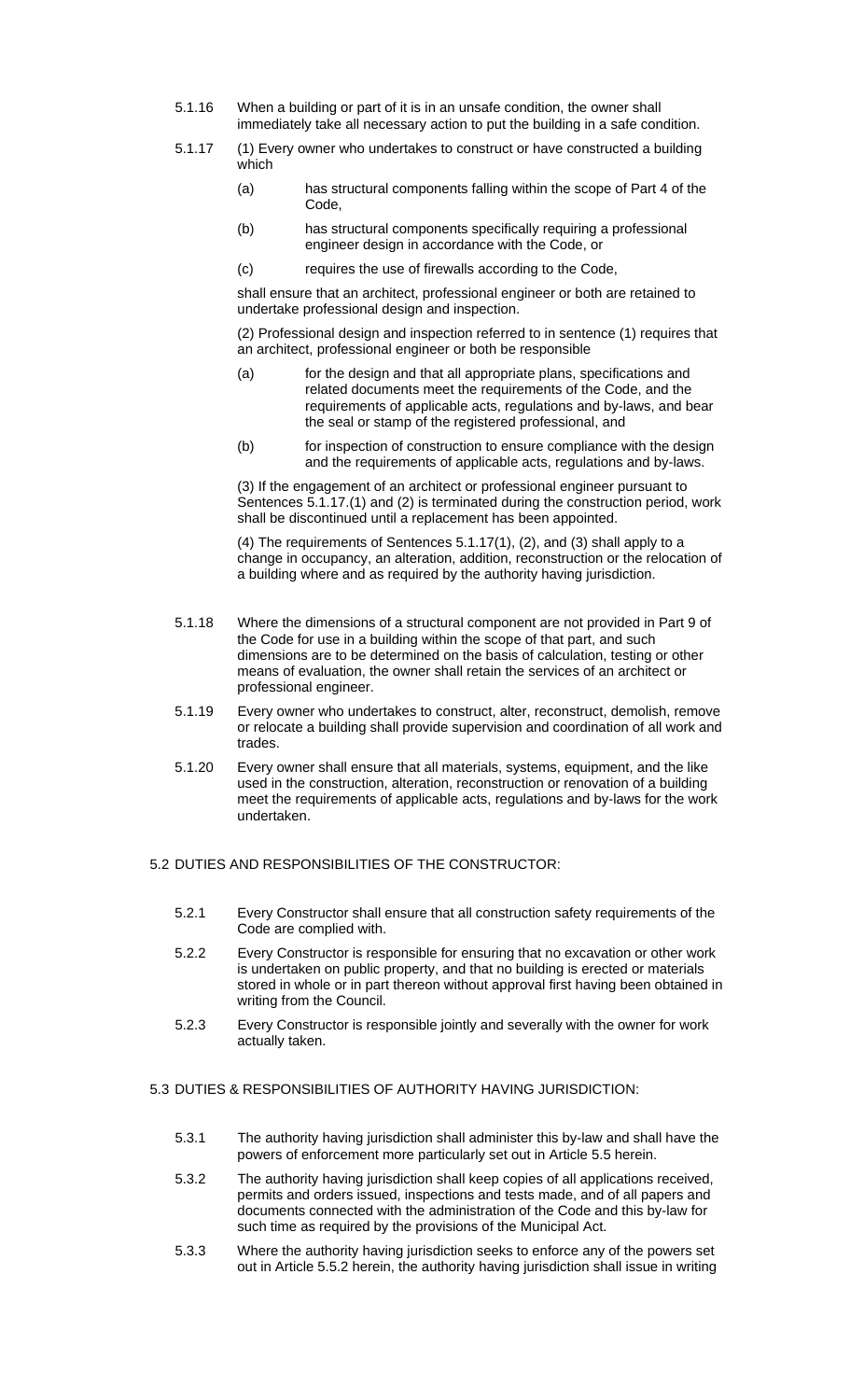5.1.16 When a building or part of it is in an unsafe condition, the owner shall immediately take all necessary action to put the building in a safe condition.

5.1.17 (1) Every owner who undertakes to construct or have constructed a building which

(a) has structural components falling within the scope of Part 4 of the Code,

(b) has structural components specifically requiring a professional engineer design in accordance with the Code, or

(c) requires the use of firewalls according to the Code,

shall ensure that an architect, professional engineer or both are retained to undertake professional design and inspection.

(2) Professional design and inspection referred to in sentence (1) requires that an architect, professional engineer or both be responsible

(a) for the design and that all appropriate plans, specifications and related documents meet the requirements of the Code, and the requirements of applicable acts, regulations and by-laws, and bear the seal or stamp of the registered professional, and

(b) for inspection of construction to ensure compliance with the design and the requirements of applicable acts, regulations and by-laws.

(3) If the engagement of an architect or professional engineer pursuant to Sentences 5.1.17.(1) and (2) is terminated during the construction period, work shall be discontinued until a replacement has been appointed.

(4) The requirements of Sentences 5.1.17(1), (2), and (3) shall apply to a change in occupancy, an alteration, addition, reconstruction or the relocation of a building where and as required by the authority having jurisdiction.

5.1.18 Where the dimensions of a structural component are not provided in Part 9 of the Code for use in a building within the scope of that part, and such dimensions are to be determined on the basis of calculation, testing or other means of evaluation, the owner shall retain the services of an architect or professional engineer.

5.1.19 Every owner who undertakes to construct, alter, reconstruct, demolish, remove or relocate a building shall provide supervision and coordination of all work and trades.

5.1.20 Every owner shall ensure that all materials, systems, equipment, and the like used in the construction, alteration, reconstruction or renovation of a building meet the requirements of applicable acts, regulations and by-laws for the work undertaken.

## 5.2 DUTIES AND RESPONSIBILITIES OF THE CONSTRUCTOR:

5.2.1 Every Constructor shall ensure that all construction safety requirements of the Code are complied with.

5.2.2 Every Constructor is responsible for ensuring that no excavation or other work is undertaken on public property, and that no building is erected or materials stored in whole or in part thereon without approval first having been obtained in writing from the Council.

5.2.3 Every Constructor is responsible jointly and severally with the owner for work actually taken.

## 5.3 DUTIES & RESPONSIBILITIES OF AUTHORITY HAVING JURISDICTION:

5.3.1 The authority having jurisdiction shall administer this by-law and shall have the powers of enforcement more particularly set out in Article 5.5 herein.

5.3.2 The authority having jurisdiction shall keep copies of all applications received, permits and orders issued, inspections and tests made, and of all papers and documents connected with the administration of the Code and this by-law for such time as required by the provisions of the Municipal Act.

5.3.3 Where the authority having jurisdiction seeks to enforce any of the powers set out in Article 5.5.2 herein, the authority having jurisdiction shall issue in writing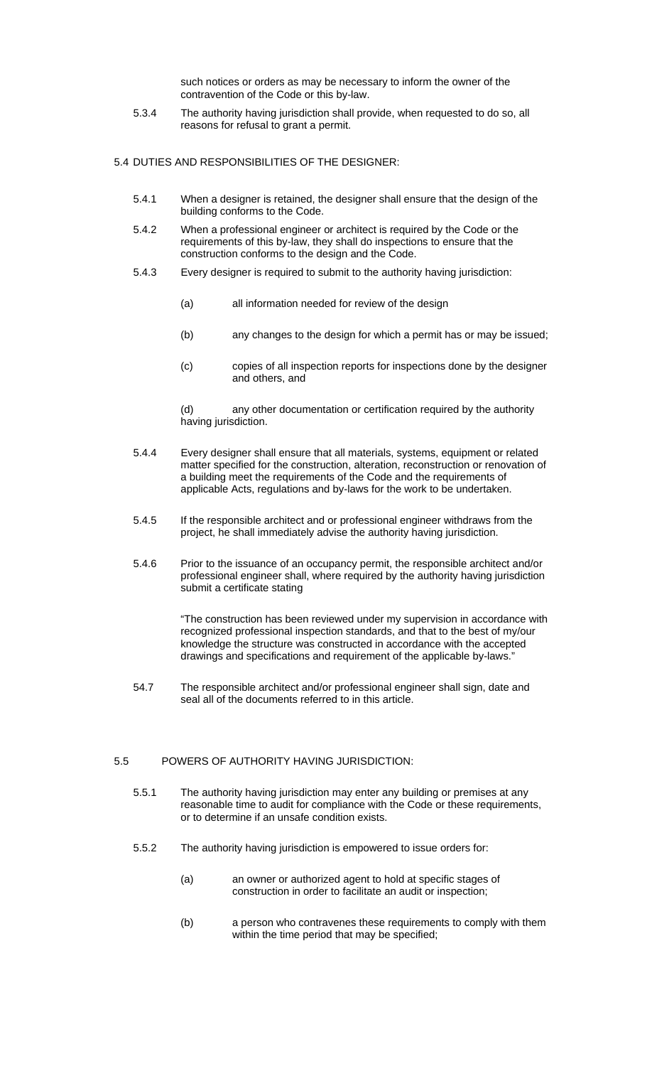such notices or orders as may be necessary to inform the owner of the contravention of the Code or this by-law.

5.3.4 The authority having jurisdiction shall provide, when requested to do so, all reasons for refusal to grant a permit.

## 5.4 DUTIES AND RESPONSIBILITIES OF THE DESIGNER:

5.4.1 When a designer is retained, the designer shall ensure that the design of the building conforms to the Code.

5.4.2 When a professional engineer or architect is required by the Code or the requirements of this by-law, they shall do inspections to ensure that the construction conforms to the design and the Code.

5.4.3 Every designer is required to submit to the authority having jurisdiction:

(a) all information needed for review of the design

(b) any changes to the design for which a permit has or may be issued;

(c) copies of all inspection reports for inspections done by the designer and others, and

(d) any other documentation or certification required by the authority having jurisdiction.

5.4.4 Every designer shall ensure that all materials, systems, equipment or related matter specified for the construction, alteration, reconstruction or renovation of a building meet the requirements of the Code and the requirements of applicable Acts, regulations and by-laws for the work to be undertaken.

5.4.5 If the responsible architect and or professional engineer withdraws from the project, he shall immediately advise the authority having jurisdiction.

5.4.6 Prior to the issuance of an occupancy permit, the responsible architect and/or professional engineer shall, where required by the authority having jurisdiction submit a certificate stating

"The construction has been reviewed under my supervision in accordance with recognized professional inspection standards, and that to the best of my/our knowledge the structure was constructed in accordance with the accepted drawings and specifications and requirement of the applicable by-laws."

54.7 The responsible architect and/or professional engineer shall sign, date and seal all of the documents referred to in this article.

## 5.5 POWERS OF AUTHORITY HAVING JURISDICTION:

5.5.1 The authority having jurisdiction may enter any building or premises at any reasonable time to audit for compliance with the Code or these requirements, or to determine if an unsafe condition exists.

5.5.2 The authority having jurisdiction is empowered to issue orders for:

(a) an owner or authorized agent to hold at specific stages of construction in order to facilitate an audit or inspection;

(b) a person who contravenes these requirements to comply with them within the time period that may be specified;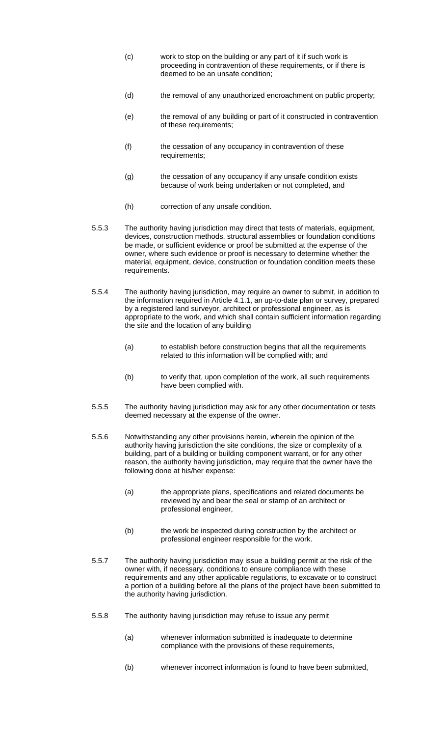(c) work to stop on the building or any part of it if such work is proceeding in contravention of these requirements, or if there is deemed to be an unsafe condition;

(d) the removal of any unauthorized encroachment on public property;

(e) the removal of any building or part of it constructed in contravention of these requirements;

(f) the cessation of any occupancy in contravention of these requirements;

(g) the cessation of any occupancy if any unsafe condition exists because of work being undertaken or not completed, and

(h) correction of any unsafe condition.

5.5.3 The authority having jurisdiction may direct that tests of materials, equipment, devices, construction methods, structural assemblies or foundation conditions be made, or sufficient evidence or proof be submitted at the expense of the owner, where such evidence or proof is necessary to determine whether the material, equipment, device, construction or foundation condition meets these requirements.

5.5.4 The authority having jurisdiction, may require an owner to submit, in addition to the information required in Article 4.1.1, an up-to-date plan or survey, prepared by a registered land surveyor, architect or professional engineer, as is appropriate to the work, and which shall contain sufficient information regarding the site and the location of any building

(a) to establish before construction begins that all the requirements related to this information will be complied with; and

(b) to verify that, upon completion of the work, all such requirements have been complied with.

5.5.5 The authority having jurisdiction may ask for any other documentation or tests deemed necessary at the expense of the owner.

5.5.6 Notwithstanding any other provisions herein, wherein the opinion of the authority having jurisdiction the site conditions, the size or complexity of a building, part of a building or building component warrant, or for any other reason, the authority having jurisdiction, may require that the owner have the following done at his/her expense:

(a) the appropriate plans, specifications and related documents be reviewed by and bear the seal or stamp of an architect or professional engineer,

(b) the work be inspected during construction by the architect or professional engineer responsible for the work.

5.5.7 The authority having jurisdiction may issue a building permit at the risk of the owner with, if necessary, conditions to ensure compliance with these requirements and any other applicable regulations, to excavate or to construct a portion of a building before all the plans of the project have been submitted to the authority having jurisdiction.

5.5.8 The authority having jurisdiction may refuse to issue any permit

(a) whenever information submitted is inadequate to determine compliance with the provisions of these requirements,

(b) whenever incorrect information is found to have been submitted,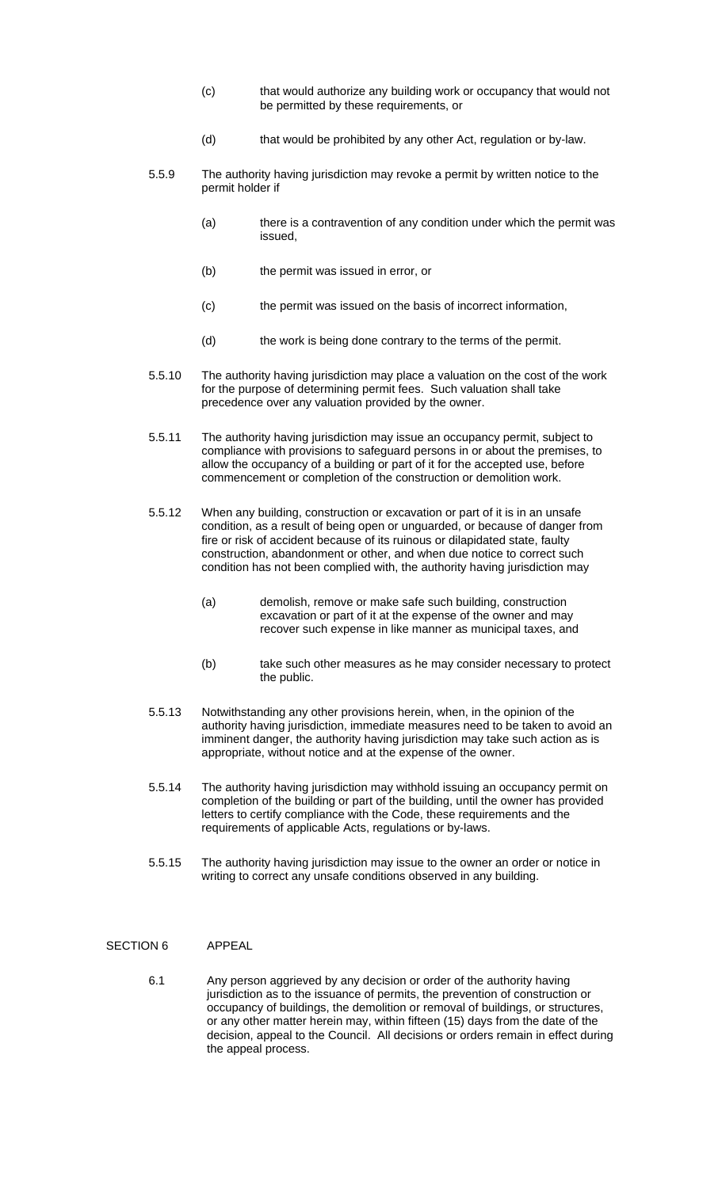(c) that would authorize any building work or occupancy that would not be permitted by these requirements, or

(d) that would be prohibited by any other Act, regulation or by-law.

5.5.9 The authority having jurisdiction may revoke a permit by written notice to the permit holder if

(a) there is a contravention of any condition under which the permit was issued,

(b) the permit was issued in error, or

(c) the permit was issued on the basis of incorrect information,

(d) the work is being done contrary to the terms of the permit.

5.5.10 The authority having jurisdiction may place a valuation on the cost of the work for the purpose of determining permit fees. Such valuation shall take precedence over any valuation provided by the owner.

5.5.11 The authority having jurisdiction may issue an occupancy permit, subject to compliance with provisions to safeguard persons in or about the premises, to allow the occupancy of a building or part of it for the accepted use, before commencement or completion of the construction or demolition work.

5.5.12 When any building, construction or excavation or part of it is in an unsafe condition, as a result of being open or unguarded, or because of danger from fire or risk of accident because of its ruinous or dilapidated state, faulty construction, abandonment or other, and when due notice to correct such condition has not been complied with, the authority having jurisdiction may

(a) demolish, remove or make safe such building, construction excavation or part of it at the expense of the owner and may recover such expense in like manner as municipal taxes, and

(b) take such other measures as he may consider necessary to protect the public.

5.5.13 Notwithstanding any other provisions herein, when, in the opinion of the authority having jurisdiction, immediate measures need to be taken to avoid an imminent danger, the authority having jurisdiction may take such action as is appropriate, without notice and at the expense of the owner.

5.5.14 The authority having jurisdiction may withhold issuing an occupancy permit on completion of the building or part of the building, until the owner has provided letters to certify compliance with the Code, these requirements and the requirements of applicable Acts, regulations or by-laws.

5.5.15 The authority having jurisdiction may issue to the owner an order or notice in writing to correct any unsafe conditions observed in any building.

## SECTION 6 APPEAL

6.1 Any person aggrieved by any decision or order of the authority having jurisdiction as to the issuance of permits, the prevention of construction or occupancy of buildings, the demolition or removal of buildings, or structures, or any other matter herein may, within fifteen (15) days from the date of the decision, appeal to the Council. All decisions or orders remain in effect during the appeal process.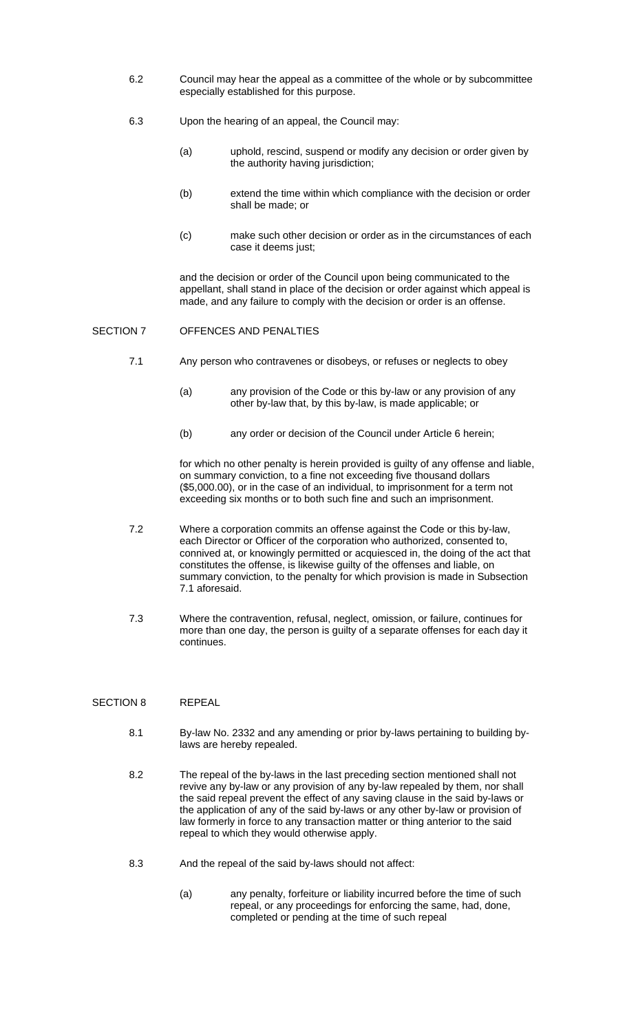6.2 Council may hear the appeal as a committee of the whole or by subcommittee especially established for this purpose.

6.3 Upon the hearing of an appeal, the Council may:

(a) uphold, rescind, suspend or modify any decision or order given by the authority having jurisdiction;

(b) extend the time within which compliance with the decision or order shall be made; or

(c) make such other decision or order as in the circumstances of each case it deems just;

and the decision or order of the Council upon being communicated to the appellant, shall stand in place of the decision or order against which appeal is made, and any failure to comply with the decision or order is an offense.

## SECTION 7 OFFENCES AND PENALTIES

7.1 Any person who contravenes or disobeys, or refuses or neglects to obey

(a) any provision of the Code or this by-law or any provision of any other by-law that, by this by-law, is made applicable; or

(b) any order or decision of the Council under Article 6 herein;

for which no other penalty is herein provided is guilty of any offense and liable, on summary conviction, to a fine not exceeding five thousand dollars ($5,000.00), or in the case of an individual, to imprisonment for a term not exceeding six months or to both such fine and such an imprisonment.

7.2 Where a corporation commits an offense against the Code or this by-law, each Director or Officer of the corporation who authorized, consented to, connived at, or knowingly permitted or acquiesced in, the doing of the act that constitutes the offense, is likewise guilty of the offenses and liable, on summary conviction, to the penalty for which provision is made in Subsection 7.1 aforesaid.

7.3 Where the contravention, refusal, neglect, omission, or failure, continues for more than one day, the person is guilty of a separate offenses for each day it continues.

## SECTION 8 REPEAL

8.1 By-law No. 2332 and any amending or prior by-laws pertaining to building by-laws are hereby repealed.

8.2 The repeal of the by-laws in the last preceding section mentioned shall not revive any by-law or any provision of any by-law repealed by them, nor shall the said repeal prevent the effect of any saving clause in the said by-laws or the application of any of the said by-laws or any other by-law or provision of law formerly in force to any transaction matter or thing anterior to the said repeal to which they would otherwise apply.

8.3 And the repeal of the said by-laws should not affect:

(a) any penalty, forfeiture or liability incurred before the time of such repeal, or any proceedings for enforcing the same, had, done, completed or pending at the time of such repeal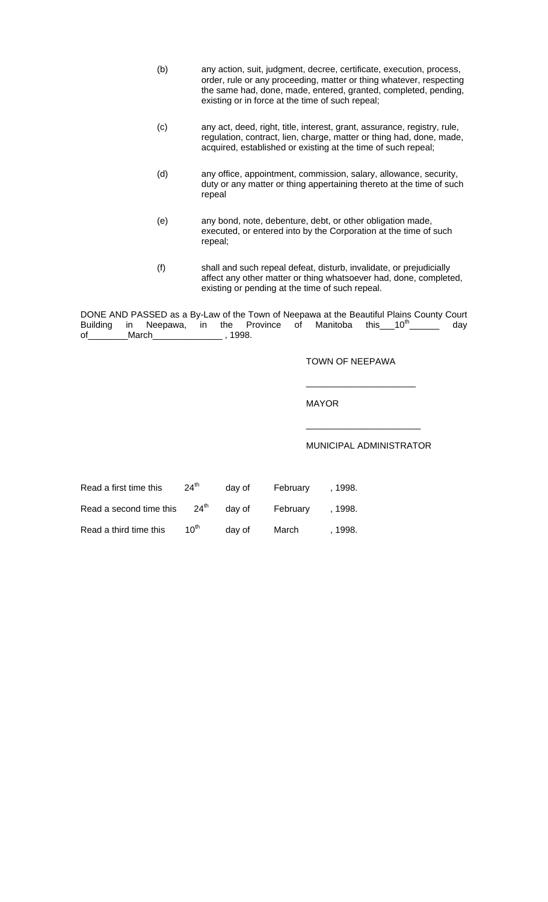(b) any action, suit, judgment, decree, certificate, execution, process, order, rule or any proceeding, matter or thing whatever, respecting the same had, done, made, entered, granted, completed, pending, existing or in force at the time of such repeal;

(c) any act, deed, right, title, interest, grant, assurance, registry, rule, regulation, contract, lien, charge, matter or thing had, done, made, acquired, established or existing at the time of such repeal;

(d) any office, appointment, commission, salary, allowance, security, duty or any matter or thing appertaining thereto at the time of such repeal

(e) any bond, note, debenture, debt, or other obligation made, executed, or entered into by the Corporation at the time of such repeal;

(f) shall and such repeal defeat, disturb, invalidate, or prejudicially affect any other matter or thing whatsoever had, done, completed, existing or pending at the time of such repeal.

DONE AND PASSED as a By-Law of the Town of Neepawa at the Beautiful Plains County Court Building in Neepawa, in the Province of Manitoba this\_\_\_10th\_\_\_\_\_\_ day of\_\_\_\_\_\_\_\_March\_\_\_\_\_\_\_\_\_\_\_\_\_\_ , 1998.

TOWN OF NEEPAWA

\_\_\_\_\_\_\_\_\_\_\_\_\_\_\_\_\_\_\_\_\_\_

MAYOR

\_\_\_\_\_\_\_\_\_\_\_\_\_\_\_\_\_\_\_\_\_\_\_

MUNICIPAL ADMINISTRATOR

| | | | | |
|---|---|---|---|---|
| Read a first time this | 24th | day of | February | , 1998. |
| Read a second time this | 24th | day of | February | , 1998. |
| Read a third time this | 10th | day of | March | , 1998. |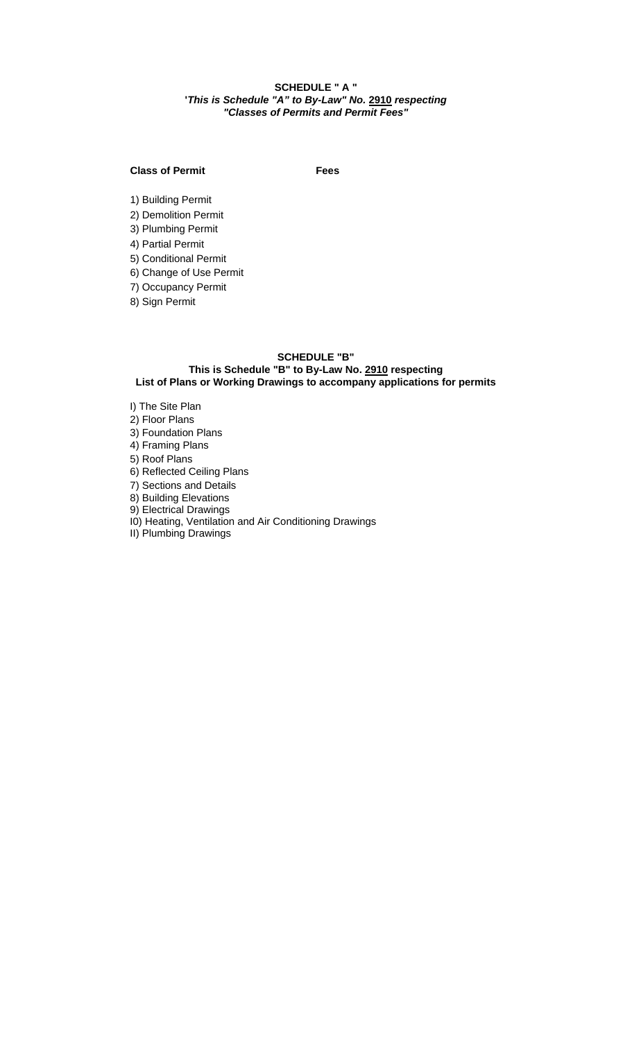**SCHEDULE " A "**

**'*This is Schedule "A" to By-Law" No.* <u>2910</u> *respecting "Classes of Permits and Permit Fees"***

| **Class of Permit** | **Fees** |
|---|---|
| 1) Building Permit | |
| 2) Demolition Permit | |
| 3) Plumbing Permit | |
| 4) Partial Permit | |
| 5) Conditional Permit | |
| 6) Change of Use Permit | |
| 7) Occupancy Permit | |
| 8) Sign Permit | |

**SCHEDULE "B"**

**This is Schedule "B" to By-Law No. <u>2910</u> respecting List of Plans or Working Drawings to accompany applications for permits**

I) The Site Plan
2) Floor Plans
3) Foundation Plans
4) Framing Plans
5) Roof Plans
6) Reflected Ceiling Plans
7) Sections and Details
8) Building Elevations
9) Electrical Drawings
I0) Heating, Ventilation and Air Conditioning Drawings
II) Plumbing Drawings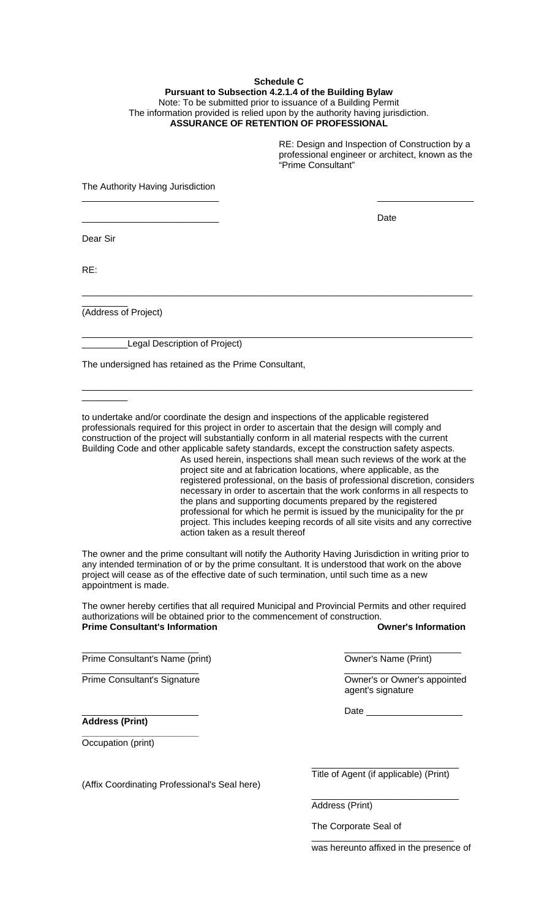**Schedule C**
**Pursuant to Subsection 4.2.1.4 of the Building Bylaw**
Note: To be submitted prior to issuance of a Building Permit
The information provided is relied upon by the authority having jurisdiction.
**ASSURANCE OF RETENTION OF PROFESSIONAL**

RE: Design and Inspection of Construction by a professional engineer or architect, known as the "Prime Consultant"

The Authority Having Jurisdiction

___________________________ ___________________

___________________________ Date

Dear Sir

RE:

_________________________________________________________________________________

(Address of Project)

_________________________________________________________________________________Legal Description of Project)

The undersigned has retained as the Prime Consultant,

_________________________________________________________________________________

to undertake and/or coordinate the design and inspections of the applicable registered professionals required for this project in order to ascertain that the design will comply and construction of the project will substantially conform in all material respects with the current Building Code and other applicable safety standards, except the construction safety aspects.

As used herein, inspections shall mean such reviews of the work at the project site and at fabrication locations, where applicable, as the registered professional, on the basis of professional discretion, considers necessary in order to ascertain that the work conforms in all respects to the plans and supporting documents prepared by the registered professional for which he permit is issued by the municipality for the pr project. This includes keeping records of all site visits and any corrective action taken as a result thereof

The owner and the prime consultant will notify the Authority Having Jurisdiction in writing prior to any intended termination of or by the prime consultant. It is understood that work on the above project will cease as of the effective date of such termination, until such time as a new appointment is made.

The owner hereby certifies that all required Municipal and Provincial Permits and other required authorizations will be obtained prior to the commencement of construction.

**Prime Consultant's Information**

_______________________
Prime Consultant's Name (print)

_______________________
Prime Consultant's Signature

_______________________
**Address (Print)**

_______________________
Occupation (print)

(Affix Coordinating Professional's Seal here)

**Owner's Information**

_______________________
Owner's Name (Print)

_______________________
Owner's or Owner's appointed agent's signature

Date ___________________

____________________________
Title of Agent (if applicable) (Print)

____________________________
Address (Print)

The Corporate Seal of

____________________________
was hereunto affixed in the presence of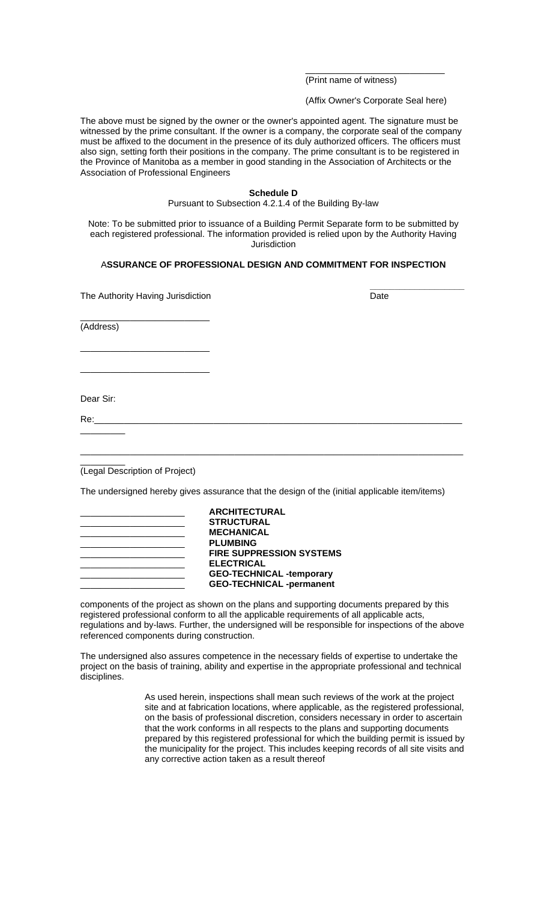\_\_\_\_\_\_\_\_\_\_\_\_\_\_\_\_\_\_\_\_\_\_\_\_\_\_
(Print name of witness)

(Affix Owner's Corporate Seal here)

The above must be signed by the owner or the owner's appointed agent. The signature must be witnessed by the prime consultant. If the owner is a company, the corporate seal of the company must be affixed to the document in the presence of its duly authorized officers. The officers must also sign, setting forth their positions in the company. The prime consultant is to be registered in the Province of Manitoba as a member in good standing in the Association of Architects or the Association of Professional Engineers

**Schedule D**

Pursuant to Subsection 4.2.1.4 of the Building By-law

Note: To be submitted prior to issuance of a Building Permit Separate form to be submitted by each registered professional. The information provided is relied upon by the Authority Having Jurisdiction

**ASSURANCE OF PROFESSIONAL DESIGN AND COMMITMENT FOR INSPECTION**

The Authority Having Jurisdiction　　　　　　　　　　　　　　\_\_\_\_\_\_\_\_\_\_\_\_\_\_\_\_\_\_
Date

\_\_\_\_\_\_\_\_\_\_\_\_\_\_\_\_\_\_\_\_\_\_\_\_\_\_
(Address)

\_\_\_\_\_\_\_\_\_\_\_\_\_\_\_\_\_\_\_\_\_\_\_\_\_\_

\_\_\_\_\_\_\_\_\_\_\_\_\_\_\_\_\_\_\_\_\_\_\_\_\_\_

Dear Sir:

Re:\_\_\_\_\_\_\_\_\_\_\_\_\_\_\_\_\_\_\_\_\_\_\_\_\_\_\_\_\_\_\_\_\_\_\_\_\_\_\_\_\_\_\_\_\_\_\_\_\_\_\_\_\_\_\_\_\_\_\_\_\_\_\_\_\_\_\_\_\_\_\_\_\_\_\_\_\_\_\_\_\_\_\_\_

\_\_\_\_\_\_\_\_\_\_\_\_\_\_\_\_\_\_\_\_\_\_\_\_\_\_\_\_\_\_\_\_\_\_\_\_\_\_\_\_\_\_\_\_\_\_\_\_\_\_\_\_\_\_\_\_\_\_\_\_\_\_\_\_\_\_\_\_\_\_\_\_\_\_\_\_\_\_\_\_\_\_\_\_\_\_\_\_\_\_\_\_\_\_
(Legal Description of Project)

The undersigned hereby gives assurance that the design of the (initial applicable item/items)

\_\_\_\_\_\_\_\_\_\_\_\_\_\_\_\_\_\_\_\_ **ARCHITECTURAL**
\_\_\_\_\_\_\_\_\_\_\_\_\_\_\_\_\_\_\_\_ **STRUCTURAL**
\_\_\_\_\_\_\_\_\_\_\_\_\_\_\_\_\_\_\_\_ **MECHANICAL**
\_\_\_\_\_\_\_\_\_\_\_\_\_\_\_\_\_\_\_\_ **PLUMBING**
\_\_\_\_\_\_\_\_\_\_\_\_\_\_\_\_\_\_\_\_ **FIRE SUPPRESSION SYSTEMS**
\_\_\_\_\_\_\_\_\_\_\_\_\_\_\_\_\_\_\_\_ **ELECTRICAL**
\_\_\_\_\_\_\_\_\_\_\_\_\_\_\_\_\_\_\_\_ **GEO-TECHNICAL -temporary**
\_\_\_\_\_\_\_\_\_\_\_\_\_\_\_\_\_\_\_\_ **GEO-TECHNICAL -permanent**

components of the project as shown on the plans and supporting documents prepared by this registered professional conform to all the applicable requirements of all applicable acts, regulations and by-laws. Further, the undersigned will be responsible for inspections of the above referenced components during construction.

The undersigned also assures competence in the necessary fields of expertise to undertake the project on the basis of training, ability and expertise in the appropriate professional and technical disciplines.

> As used herein, inspections shall mean such reviews of the work at the project site and at fabrication locations, where applicable, as the registered professional, on the basis of professional discretion, considers necessary in order to ascertain that the work conforms in all respects to the plans and supporting documents prepared by this registered professional for which the building permit is issued by the municipality for the project. This includes keeping records of all site visits and any corrective action taken as a result thereof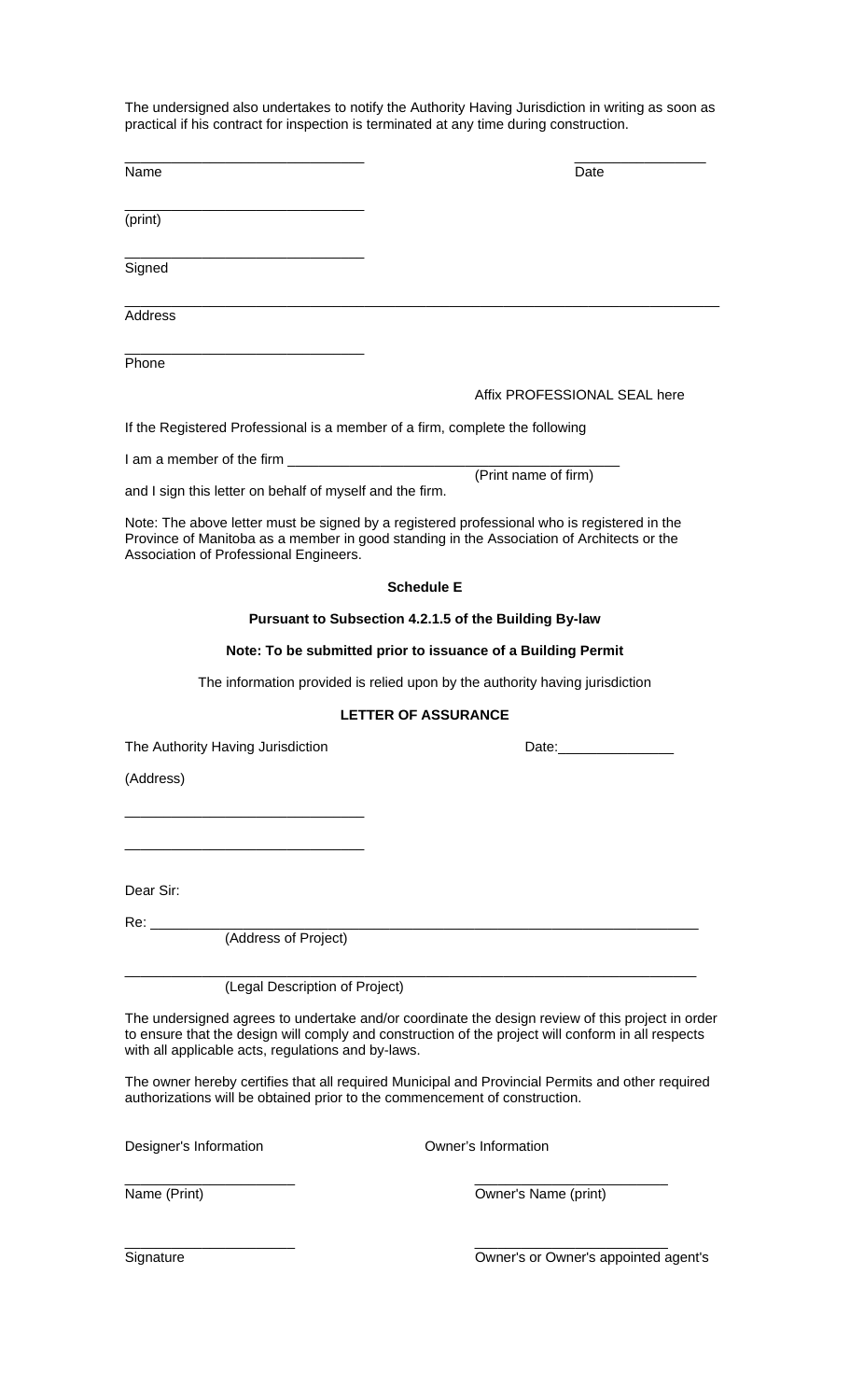The undersigned also undertakes to notify the Authority Having Jurisdiction in writing as soon as practical if his contract for inspection is terminated at any time during construction.

______________________________ ________________
Name Date

______________________________
(print)

______________________________
Signed

______________________________________________________________________________
Address

______________________________
Phone

Affix PROFESSIONAL SEAL here

If the Registered Professional is a member of a firm, complete the following

I am a member of the firm ________________________________________
(Print name of firm)

and I sign this letter on behalf of myself and the firm.

Note: The above letter must be signed by a registered professional who is registered in the Province of Manitoba as a member in good standing in the Association of Architects or the Association of Professional Engineers.

**Schedule E**

**Pursuant to Subsection 4.2.1.5 of the Building By-law**

**Note: To be submitted prior to issuance of a Building Permit**

The information provided is relied upon by the authority having jurisdiction

**LETTER OF ASSURANCE**

The Authority Having Jurisdiction Date:_______________

(Address)

______________________________

______________________________

Dear Sir:

Re: ________________________________________________________________________
(Address of Project)

____________________________________________________________________________
(Legal Description of Project)

The undersigned agrees to undertake and/or coordinate the design review of this project in order to ensure that the design will comply and construction of the project will conform in all respects with all applicable acts, regulations and by-laws.

The owner hereby certifies that all required Municipal and Provincial Permits and other required authorizations will be obtained prior to the commencement of construction.

Designer's Information Owner's Information

______________________ ________________________
Name (Print) Owner's Name (print)

______________________ ________________________
Signature Owner's or Owner's appointed agent's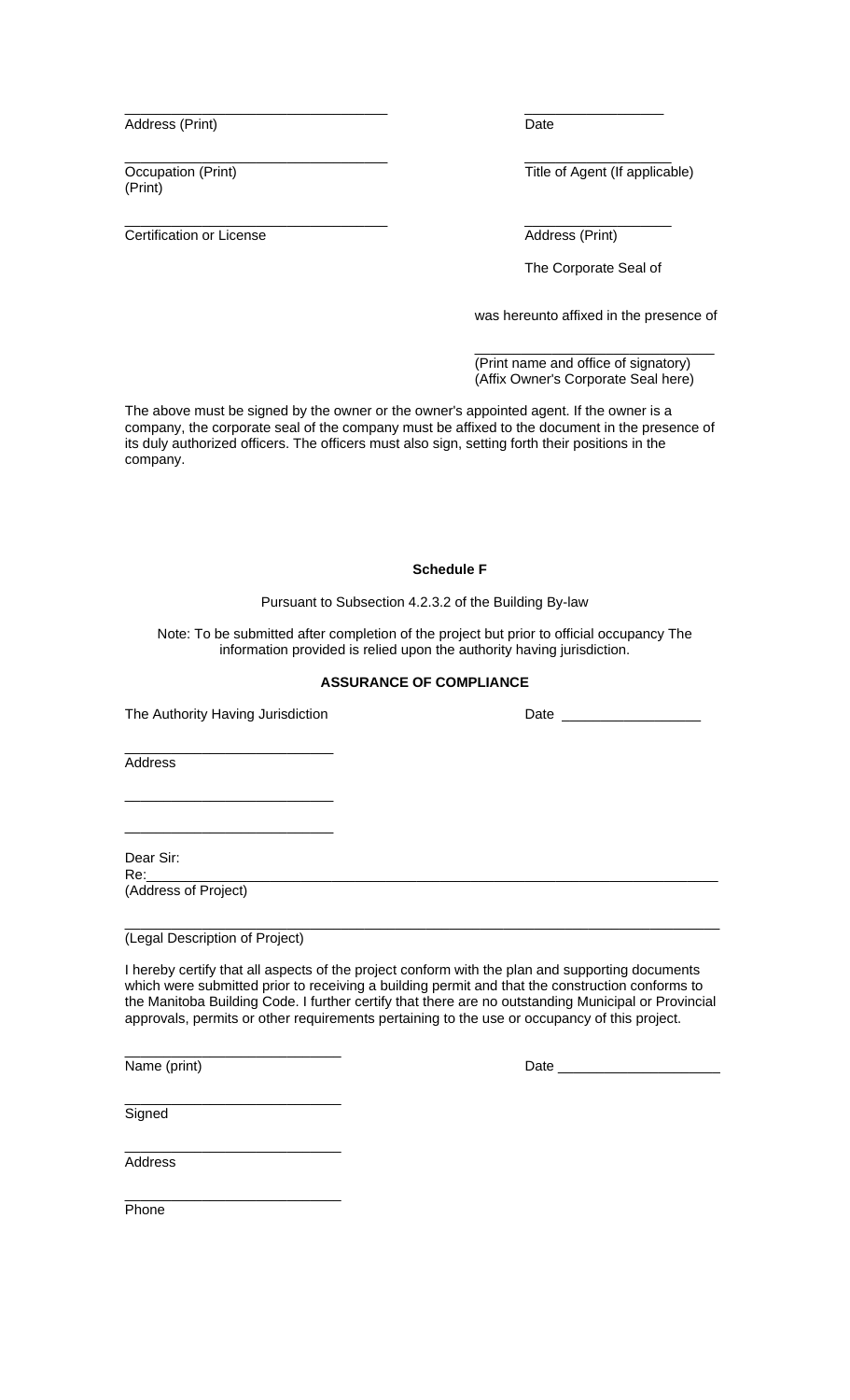\_\_\_\_\_\_\_\_\_\_\_\_\_\_\_\_\_\_\_\_\_\_\_\_\_\_\_\_\_\_\_\_\_\_
Address (Print)

\_\_\_\_\_\_\_\_\_\_\_\_\_\_\_\_\_\_
Date

\_\_\_\_\_\_\_\_\_\_\_\_\_\_\_\_\_\_\_\_\_\_\_\_\_\_\_\_\_\_\_\_\_\_
Occupation (Print)
(Print)

\_\_\_\_\_\_\_\_\_\_\_\_\_\_\_\_\_\_\_
Title of Agent (If applicable)

\_\_\_\_\_\_\_\_\_\_\_\_\_\_\_\_\_\_\_\_\_\_\_\_\_\_\_\_\_\_\_\_\_\_
Certification or License

\_\_\_\_\_\_\_\_\_\_\_\_\_\_\_\_\_\_\_
Address (Print)

The Corporate Seal of

was hereunto affixed in the presence of

\_\_\_\_\_\_\_\_\_\_\_\_\_\_\_\_\_\_\_\_\_\_\_\_\_\_\_\_\_\_\_
(Print name and office of signatory)
(Affix Owner's Corporate Seal here)

The above must be signed by the owner or the owner's appointed agent. If the owner is a company, the corporate seal of the company must be affixed to the document in the presence of its duly authorized officers. The officers must also sign, setting forth their positions in the company.

## Schedule F

Pursuant to Subsection 4.2.3.2 of the Building By-law

Note: To be submitted after completion of the project but prior to official occupancy The information provided is relied upon the authority having jurisdiction.

### ASSURANCE OF COMPLIANCE

The Authority Having Jurisdiction

Date \_\_\_\_\_\_\_\_\_\_\_\_\_\_\_\_\_\_

\_\_\_\_\_\_\_\_\_\_\_\_\_\_\_\_\_\_\_\_\_\_\_\_\_\_\_
Address

\_\_\_\_\_\_\_\_\_\_\_\_\_\_\_\_\_\_\_\_\_\_\_\_\_\_\_

\_\_\_\_\_\_\_\_\_\_\_\_\_\_\_\_\_\_\_\_\_\_\_\_\_\_\_

Dear Sir:
Re:\_\_\_\_\_\_\_\_\_\_\_\_\_\_\_\_\_\_\_\_\_\_\_\_\_\_\_\_\_\_\_\_\_\_\_\_\_\_\_\_\_\_\_\_\_\_\_\_\_\_\_\_\_\_\_\_\_\_\_\_\_\_\_\_\_\_\_\_\_\_\_\_
(Address of Project)

\_\_\_\_\_\_\_\_\_\_\_\_\_\_\_\_\_\_\_\_\_\_\_\_\_\_\_\_\_\_\_\_\_\_\_\_\_\_\_\_\_\_\_\_\_\_\_\_\_\_\_\_\_\_\_\_\_\_\_\_\_\_\_\_\_\_\_\_\_\_\_\_\_\_\_\_
(Legal Description of Project)

I hereby certify that all aspects of the project conform with the plan and supporting documents which were submitted prior to receiving a building permit and that the construction conforms to the Manitoba Building Code. I further certify that there are no outstanding Municipal or Provincial approvals, permits or other requirements pertaining to the use or occupancy of this project.

\_\_\_\_\_\_\_\_\_\_\_\_\_\_\_\_\_\_\_\_\_\_\_\_\_\_\_\_
Name (print)

Date \_\_\_\_\_\_\_\_\_\_\_\_\_\_\_\_\_\_\_\_\_

\_\_\_\_\_\_\_\_\_\_\_\_\_\_\_\_\_\_\_\_\_\_\_\_\_\_\_\_
Signed

\_\_\_\_\_\_\_\_\_\_\_\_\_\_\_\_\_\_\_\_\_\_\_\_\_\_\_\_
Address

\_\_\_\_\_\_\_\_\_\_\_\_\_\_\_\_\_\_\_\_\_\_\_\_\_\_\_\_
Phone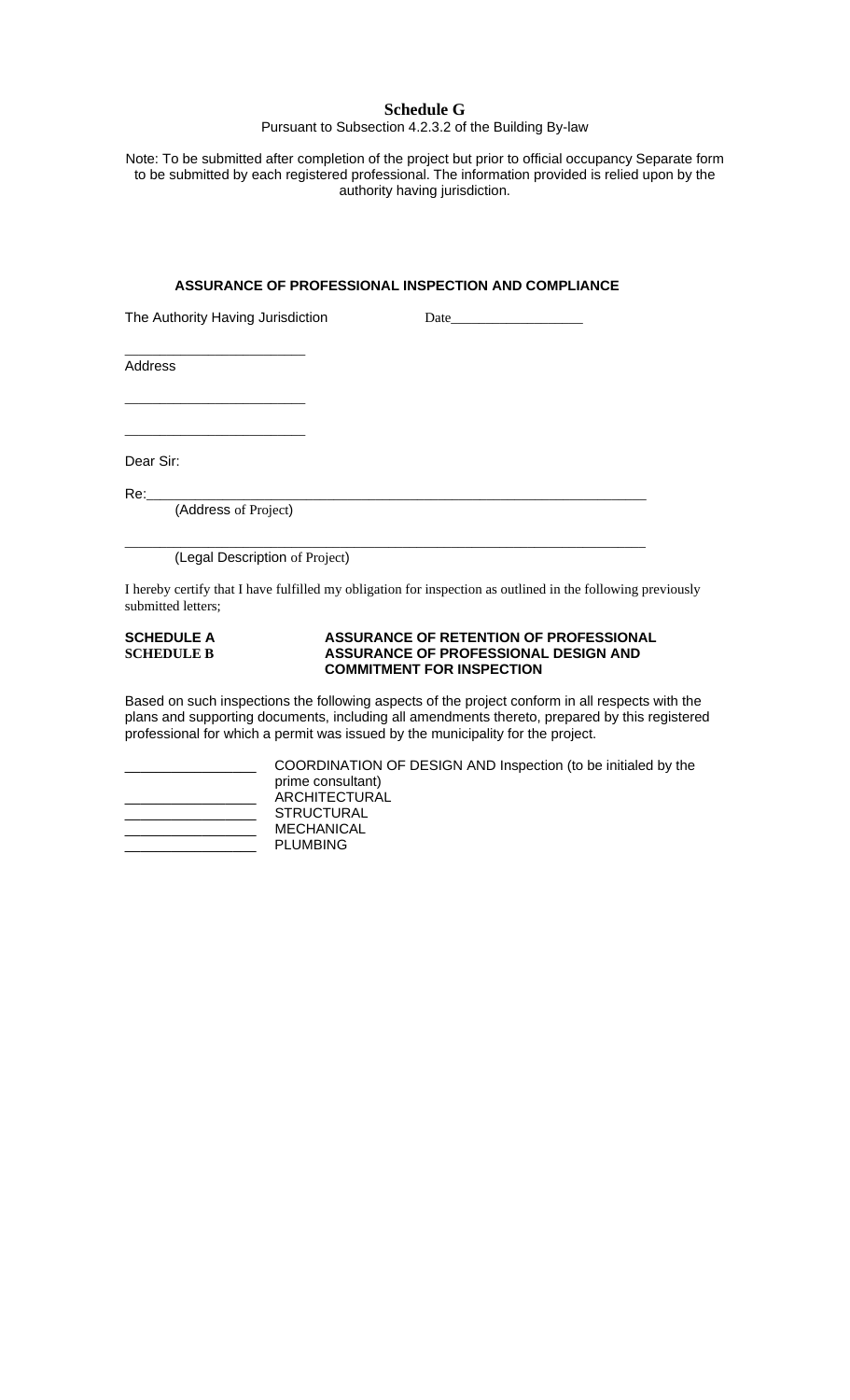# Schedule G

Pursuant to Subsection 4.2.3.2 of the Building By-law

Note: To be submitted after completion of the project but prior to official occupancy Separate form to be submitted by each registered professional. The information provided is relied upon by the authority having jurisdiction.

## ASSURANCE OF PROFESSIONAL INSPECTION AND COMPLIANCE

The Authority Having Jurisdiction Date___________________

________________________

Address

________________________

________________________

Dear Sir:

Re:____________________________________________________________________

(Address of Project)

_______________________________________________________________________

(Legal Description of Project)

I hereby certify that I have fulfilled my obligation for inspection as outlined in the following previously submitted letters;

**SCHEDULE A** **ASSURANCE OF RETENTION OF PROFESSIONAL**

**SCHEDULE B** **ASSURANCE OF PROFESSIONAL DESIGN AND COMMITMENT FOR INSPECTION**

Based on such inspections the following aspects of the project conform in all respects with the plans and supporting documents, including all amendments thereto, prepared by this registered professional for which a permit was issued by the municipality for the project.

_________________ COORDINATION OF DESIGN AND Inspection (to be initialed by the prime consultant)

_________________ ARCHITECTURAL

_________________ STRUCTURAL

_________________ MECHANICAL

_________________ PLUMBING